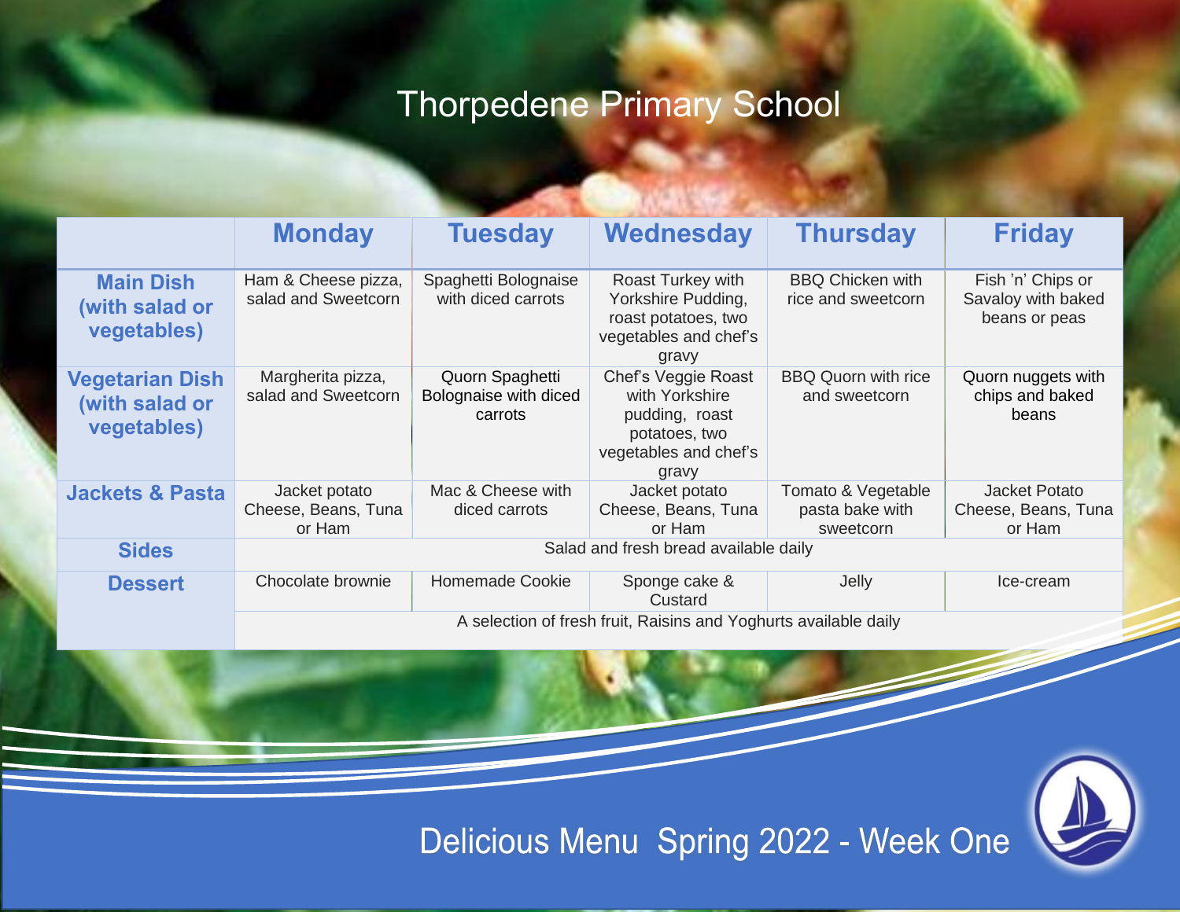# Thorpedene Primary School

| | Monday | Tuesday | Wednesday | Thursday | Friday |
|---|---|---|---|---|---|
| **Main Dish (with salad or vegetables)** | Ham & Cheese pizza, salad and Sweetcorn | Spaghetti Bolognaise with diced carrots | Roast Turkey with Yorkshire Pudding, roast potatoes, two vegetables and chef's gravy | BBQ Chicken with rice and sweetcorn | Fish 'n' Chips or Savaloy with baked beans or peas |
| **Vegetarian Dish (with salad or vegetables)** | Margherita pizza, salad and Sweetcorn | Quorn Spaghetti Bolognaise with diced carrots | Chef's Veggie Roast with Yorkshire pudding, roast potatoes, two vegetables and chef's gravy | BBQ Quorn with rice and sweetcorn | Quorn nuggets with chips and baked beans |
| **Jackets & Pasta** | Jacket potato Cheese, Beans, Tuna or Ham | Mac & Cheese with diced carrots | Jacket potato Cheese, Beans, Tuna or Ham | Tomato & Vegetable pasta bake with sweetcorn | Jacket Potato Cheese, Beans, Tuna or Ham |
| **Sides** | Salad and fresh bread available daily | | | | |
| **Dessert** | Chocolate brownie | Homemade Cookie | Sponge cake & Custard | Jelly | Ice-cream |
| | A selection of fresh fruit, Raisins and Yoghurts available daily | | | | |

## Delicious Menu Spring 2022 - Week One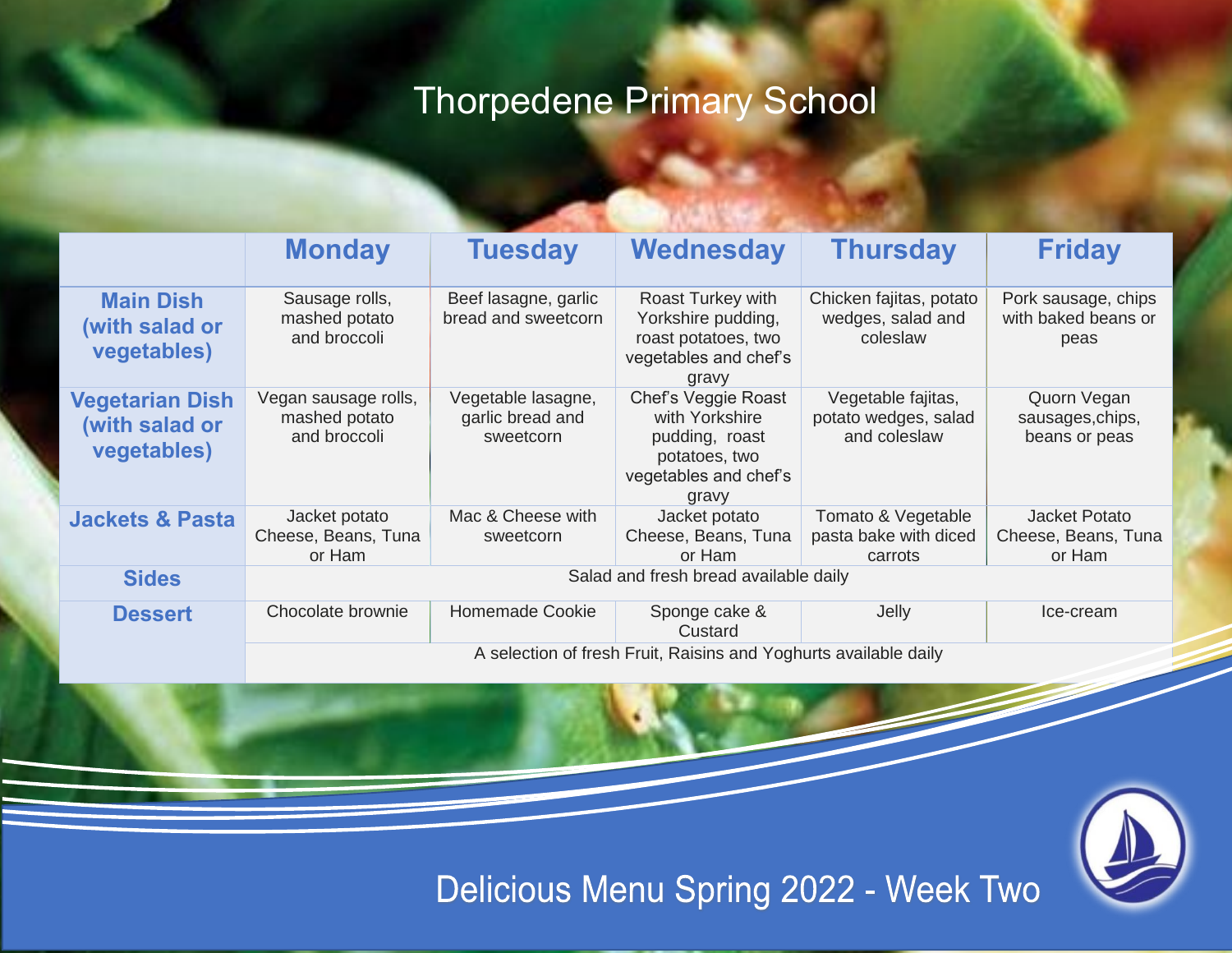# Thorpedene Primary School

| | Monday | Tuesday | Wednesday | Thursday | Friday |
|---|---|---|---|---|---|
| **Main Dish (with salad or vegetables)** | Sausage rolls, mashed potato and broccoli | Beef lasagne, garlic bread and sweetcorn | Roast Turkey with Yorkshire pudding, roast potatoes, two vegetables and chef's gravy | Chicken fajitas, potato wedges, salad and coleslaw | Pork sausage, chips with baked beans or peas |
| **Vegetarian Dish (with salad or vegetables)** | Vegan sausage rolls, mashed potato and broccoli | Vegetable lasagne, garlic bread and sweetcorn | Chef's Veggie Roast with Yorkshire pudding, roast potatoes, two vegetables and chef's gravy | Vegetable fajitas, potato wedges, salad and coleslaw | Quorn Vegan sausages,chips, beans or peas |
| **Jackets & Pasta** | Jacket potato Cheese, Beans, Tuna or Ham | Mac & Cheese with sweetcorn | Jacket potato Cheese, Beans, Tuna or Ham | Tomato & Vegetable pasta bake with diced carrots | Jacket Potato Cheese, Beans, Tuna or Ham |
| **Sides** | Salad and fresh bread available daily | | | | |
| **Dessert** | Chocolate brownie | Homemade Cookie | Sponge cake & Custard | Jelly | Ice-cream |
| | A selection of fresh Fruit, Raisins and Yoghurts available daily | | | | |

## Delicious Menu Spring 2022 - Week Two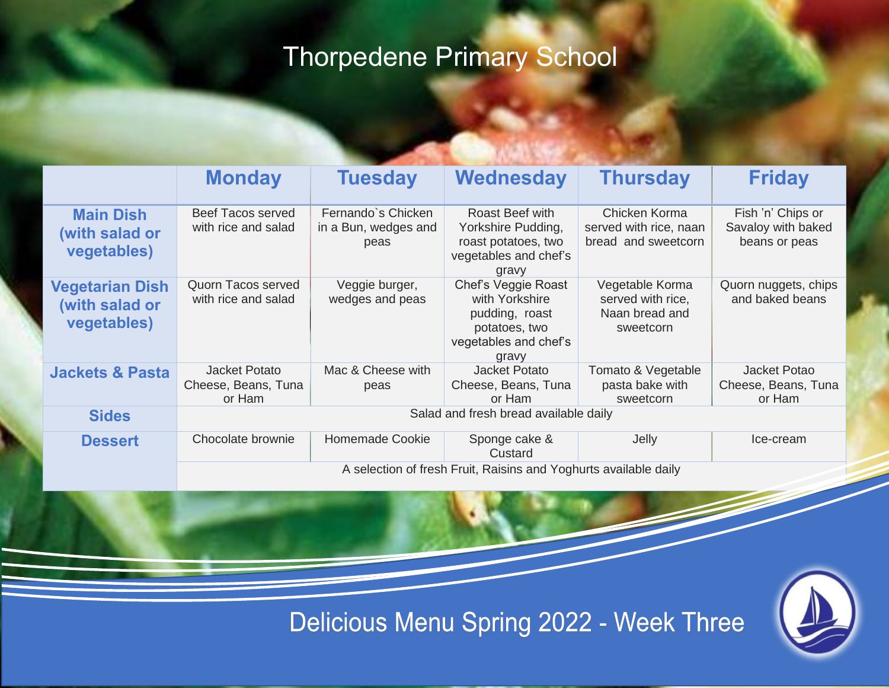# Thorpedene Primary School

| | Monday | Tuesday | Wednesday | Thursday | Friday |
|---|---|---|---|---|---|
| **Main Dish (with salad or vegetables)** | Beef Tacos served with rice and salad | Fernando`s Chicken in a Bun, wedges and peas | Roast Beef with Yorkshire Pudding, roast potatoes, two vegetables and chef's gravy | Chicken Korma served with rice, naan bread and sweetcorn | Fish 'n' Chips or Savaloy with baked beans or peas |
| **Vegetarian Dish (with salad or vegetables)** | Quorn Tacos served with rice and salad | Veggie burger, wedges and peas | Chef's Veggie Roast with Yorkshire pudding, roast potatoes, two vegetables and chef's gravy | Vegetable Korma served with rice, Naan bread and sweetcorn | Quorn nuggets, chips and baked beans |
| **Jackets & Pasta** | Jacket Potato Cheese, Beans, Tuna or Ham | Mac & Cheese with peas | Jacket Potato Cheese, Beans, Tuna or Ham | Tomato & Vegetable pasta bake with sweetcorn | Jacket Potao Cheese, Beans, Tuna or Ham |
| **Sides** | Salad and fresh bread available daily | | | | |
| **Dessert** | Chocolate brownie | Homemade Cookie | Sponge cake & Custard | Jelly | Ice-cream |
| | A selection of fresh Fruit, Raisins and Yoghurts available daily | | | | |

## Delicious Menu Spring 2022 - Week Three